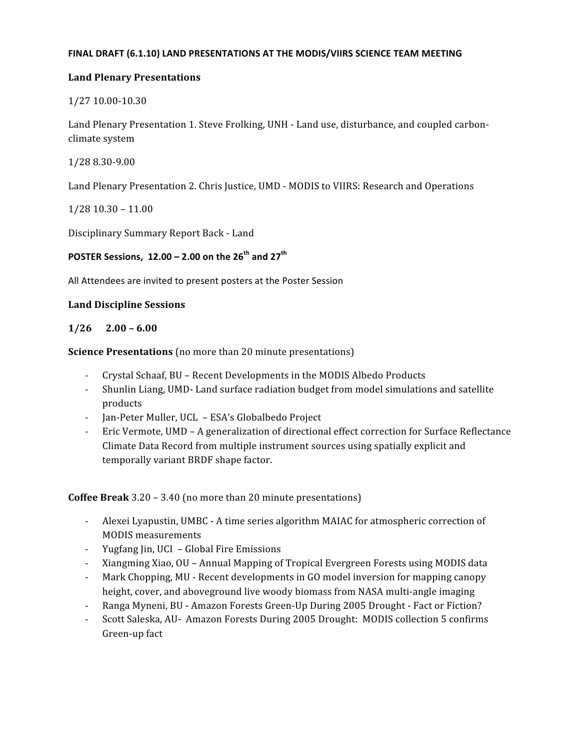**FINAL DRAFT (6.1.10) LAND PRESENTATIONS AT THE MODIS/VIIRS SCIENCE TEAM MEETING**

**Land Plenary Presentations**

1/27 10.00-10.30

Land Plenary Presentation 1. Steve Frolking, UNH - Land use, disturbance, and coupled carbon-climate system

1/28 8.30-9.00

Land Plenary Presentation 2. Chris Justice, UMD - MODIS to VIIRS: Research and Operations

1/28 10.30 – 11.00

Disciplinary Summary Report Back - Land

**POSTER Sessions, 12.00 – 2.00 on the 26th and 27th**

All Attendees are invited to present posters at the Poster Session

**Land Discipline Sessions**

**1/26 2.00 – 6.00**

**Science Presentations** (no more than 20 minute presentations)

- Crystal Schaaf, BU – Recent Developments in the MODIS Albedo Products
- Shunlin Liang, UMD- Land surface radiation budget from model simulations and satellite products
- Jan-Peter Muller, UCL – ESA's Globalbedo Project
- Eric Vermote, UMD – A generalization of directional effect correction for Surface Reflectance Climate Data Record from multiple instrument sources using spatially explicit and temporally variant BRDF shape factor.

**Coffee Break** 3.20 – 3.40 (no more than 20 minute presentations)

- Alexei Lyapustin, UMBC - A time series algorithm MAIAC for atmospheric correction of MODIS measurements
- Yugfang Jin, UCI – Global Fire Emissions
- Xiangming Xiao, OU – Annual Mapping of Tropical Evergreen Forests using MODIS data
- Mark Chopping, MU - Recent developments in GO model inversion for mapping canopy height, cover, and aboveground live woody biomass from NASA multi-angle imaging
- Ranga Myneni, BU - Amazon Forests Green-Up During 2005 Drought - Fact or Fiction?
- Scott Saleska, AU- Amazon Forests During 2005 Drought: MODIS collection 5 confirms Green-up fact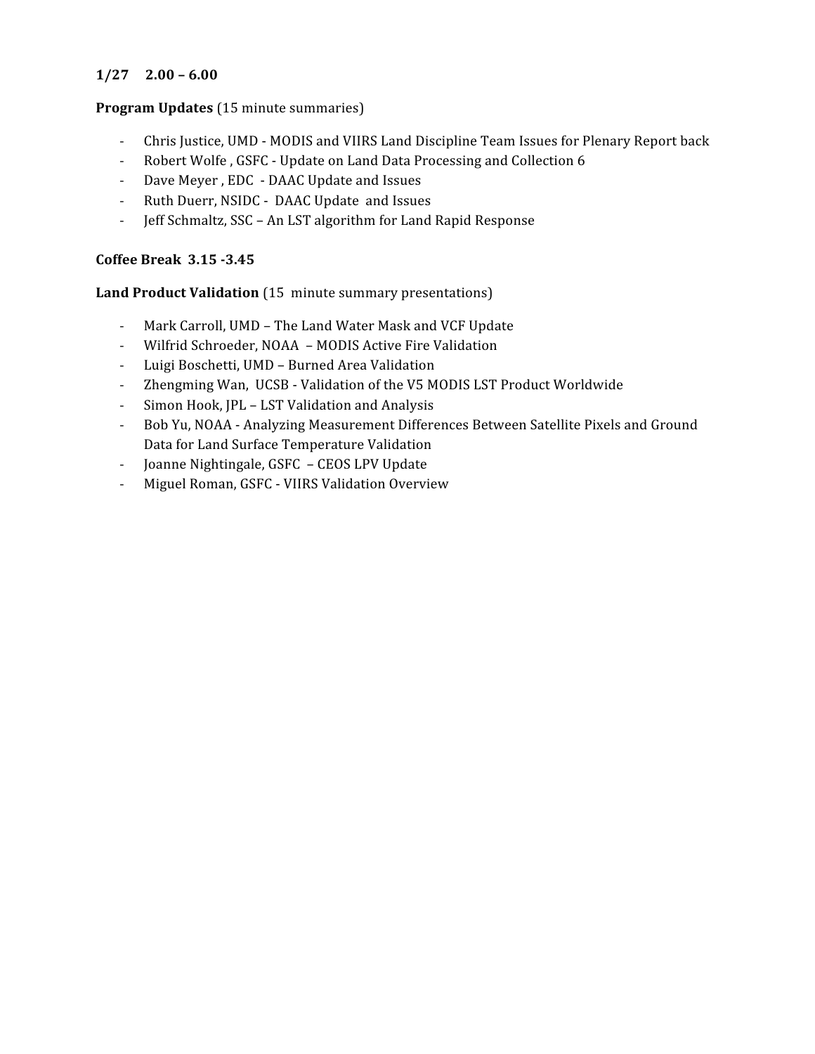**1/27 2.00 – 6.00**

**Program Updates** (15 minute summaries)

- Chris Justice, UMD - MODIS and VIIRS Land Discipline Team Issues for Plenary Report back
- Robert Wolfe , GSFC - Update on Land Data Processing and Collection 6
- Dave Meyer , EDC - DAAC Update and Issues
- Ruth Duerr, NSIDC - DAAC Update and Issues
- Jeff Schmaltz, SSC – An LST algorithm for Land Rapid Response

**Coffee Break 3.15 -3.45**

**Land Product Validation** (15 minute summary presentations)

- Mark Carroll, UMD – The Land Water Mask and VCF Update
- Wilfrid Schroeder, NOAA – MODIS Active Fire Validation
- Luigi Boschetti, UMD – Burned Area Validation
- Zhengming Wan, UCSB - Validation of the V5 MODIS LST Product Worldwide
- Simon Hook, JPL – LST Validation and Analysis
- Bob Yu, NOAA - Analyzing Measurement Differences Between Satellite Pixels and Ground Data for Land Surface Temperature Validation
- Joanne Nightingale, GSFC – CEOS LPV Update
- Miguel Roman, GSFC - VIIRS Validation Overview